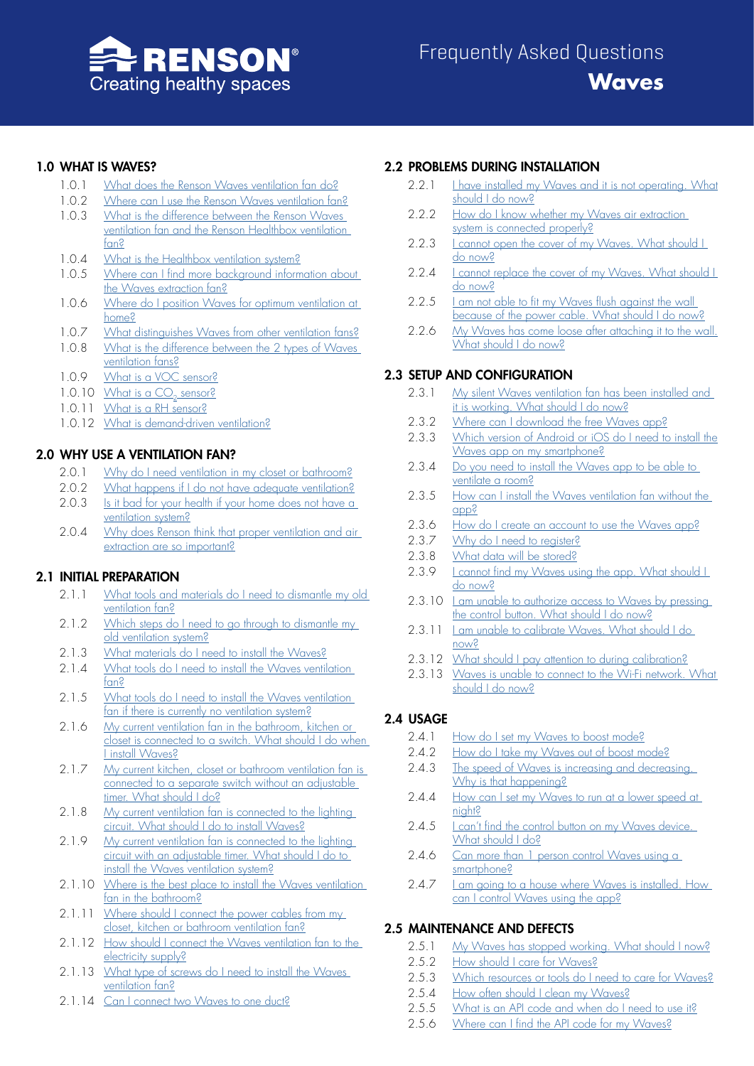RENSON®
Creating healthy spaces

# Frequently Asked Questions
# **Waves**

## 1.0 WHAT IS WAVES?

- 1.0.1 What does the Renson Waves ventilation fan do?
- 1.0.2 Where can I use the Renson Waves ventilation fan?
- 1.0.3 What is the difference between the Renson Waves ventilation fan and the Renson Healthbox ventilation fan?
- 1.0.4 What is the Healthbox ventilation system?
- 1.0.5 Where can I find more background information about the Waves extraction fan?
- 1.0.6 Where do I position Waves for optimum ventilation at home?
- 1.0.7 What distinguishes Waves from other ventilation fans?
- 1.0.8 What is the difference between the 2 types of Waves ventilation fans?
- 1.0.9 What is a VOC sensor?
- 1.0.10 What is a $CO_2$ sensor?
- 1.0.11 What is a RH sensor?
- 1.0.12 What is demand-driven ventilation?

## 2.0 WHY USE A VENTILATION FAN?

- 2.0.1 Why do I need ventilation in my closet or bathroom?
- 2.0.2 What happens if I do not have adequate ventilation?
- 2.0.3 Is it bad for your health if your home does not have a ventilation system?
- 2.0.4 Why does Renson think that proper ventilation and air extraction are so important?

## 2.1 INITIAL PREPARATION

- 2.1.1 What tools and materials do I need to dismantle my old ventilation fan?
- 2.1.2 Which steps do I need to go through to dismantle my old ventilation system?
- 2.1.3 What materials do I need to install the Waves?
- 2.1.4 What tools do I need to install the Waves ventilation fan?
- 2.1.5 What tools do I need to install the Waves ventilation fan if there is currently no ventilation system?
- 2.1.6 My current ventilation fan in the bathroom, kitchen or closet is connected to a switch. What should I do when I install Waves?
- 2.1.7 My current kitchen, closet or bathroom ventilation fan is connected to a separate switch without an adjustable timer. What should I do?
- 2.1.8 My current ventilation fan is connected to the lighting circuit. What should I do to install Waves?
- 2.1.9 My current ventilation fan is connected to the lighting circuit with an adjustable timer. What should I do to install the Waves ventilation system?
- 2.1.10 Where is the best place to install the Waves ventilation fan in the bathroom?
- 2.1.11 Where should I connect the power cables from my closet, kitchen or bathroom ventilation fan?
- 2.1.12 How should I connect the Waves ventilation fan to the electricity supply?
- 2.1.13 What type of screws do I need to install the Waves ventilation fan?
- 2.1.14 Can I connect two Waves to one duct?

## 2.2 PROBLEMS DURING INSTALLATION

- 2.2.1 I have installed my Waves and it is not operating. What should I do now?
- 2.2.2 How do I know whether my Waves air extraction system is connected properly?
- 2.2.3 I cannot open the cover of my Waves. What should I do now?
- 2.2.4 I cannot replace the cover of my Waves. What should I do now?
- 2.2.5 I am not able to fit my Waves flush against the wall because of the power cable. What should I do now?
- 2.2.6 My Waves has come loose after attaching it to the wall. What should I do now?

## 2.3 SETUP AND CONFIGURATION

- 2.3.1 My silent Waves ventilation fan has been installed and it is working. What should I do now?
- 2.3.2 Where can I download the free Waves app?
- 2.3.3 Which version of Android or iOS do I need to install the Waves app on my smartphone?
- 2.3.4 Do you need to install the Waves app to be able to ventilate a room?
- 2.3.5 How can I install the Waves ventilation fan without the app?
- 2.3.6 How do I create an account to use the Waves app?
- 2.3.7 Why do I need to register?
- 2.3.8 What data will be stored?
- 2.3.9 I cannot find my Waves using the app. What should I do now?
- 2.3.10 I am unable to authorize access to Waves by pressing the control button. What should I do now?
- 2.3.11 I am unable to calibrate Waves. What should I do now?
- 2.3.12 What should I pay attention to during calibration?
- 2.3.13 Waves is unable to connect to the Wi-Fi network. What should I do now?

## 2.4 USAGE

- 2.4.1 How do I set my Waves to boost mode?
- 2.4.2 How do I take my Waves out of boost mode?
- 2.4.3 The speed of Waves is increasing and decreasing. Why is that happening?
- 2.4.4 How can I set my Waves to run at a lower speed at night?
- 2.4.5 I can't find the control button on my Waves device. What should I do?
- 2.4.6 Can more than 1 person control Waves using a smartphone?
- 2.4.7 I am going to a house where Waves is installed. How can I control Waves using the app?

## 2.5 MAINTENANCE AND DEFECTS

- 2.5.1 My Waves has stopped working. What should I now?
- 2.5.2 How should I care for Waves?
- 2.5.3 Which resources or tools do I need to care for Waves?
- 2.5.4 How often should I clean my Waves?
- 2.5.5 What is an API code and when do I need to use it?
- 2.5.6 Where can I find the API code for my Waves?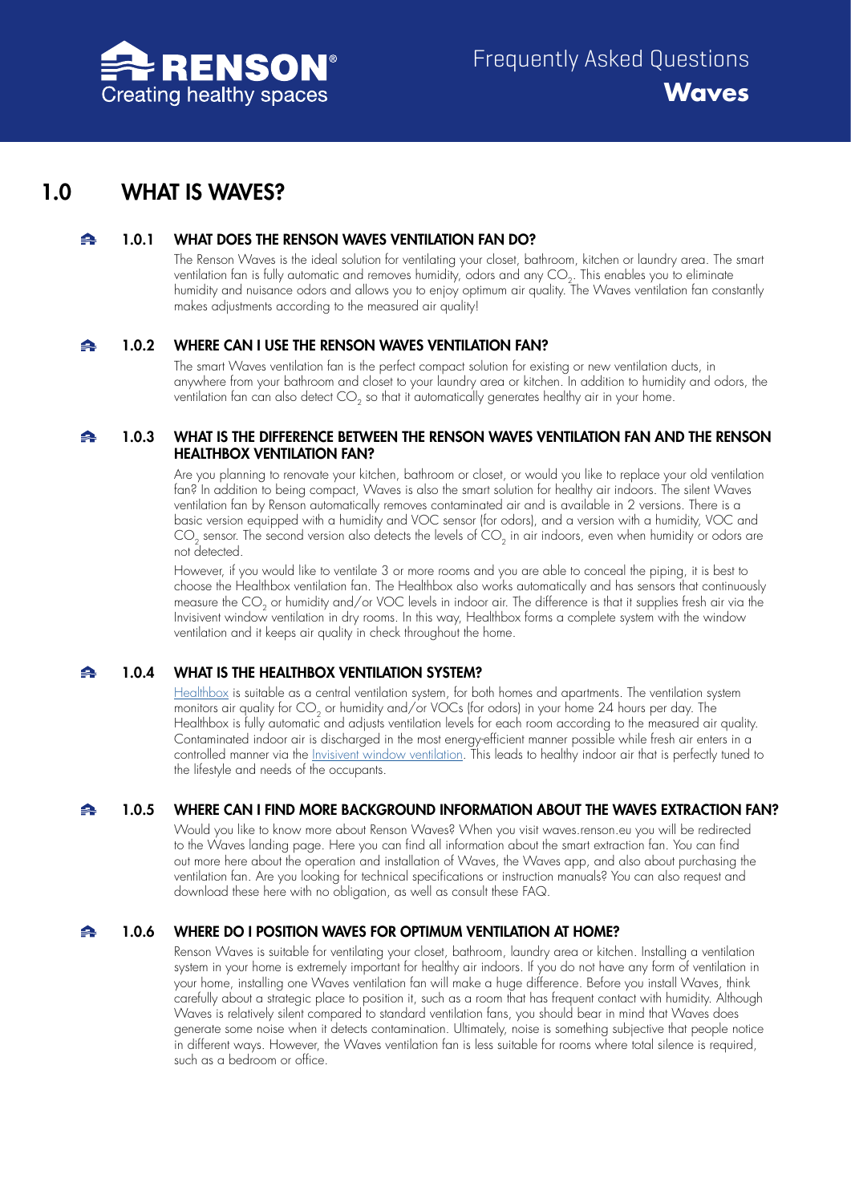# 1.0 WHAT IS WAVES?

### 1.0.1 WHAT DOES THE RENSON WAVES VENTILATION FAN DO?

The Renson Waves is the ideal solution for ventilating your closet, bathroom, kitchen or laundry area. The smart ventilation fan is fully automatic and removes humidity, odors and any $CO_2$. This enables you to eliminate humidity and nuisance odors and allows you to enjoy optimum air quality. The Waves ventilation fan constantly makes adjustments according to the measured air quality!

### 1.0.2 WHERE CAN I USE THE RENSON WAVES VENTILATION FAN?

The smart Waves ventilation fan is the perfect compact solution for existing or new ventilation ducts, in anywhere from your bathroom and closet to your laundry area or kitchen. In addition to humidity and odors, the ventilation fan can also detect $CO_2$ so that it automatically generates healthy air in your home.

### 1.0.3 WHAT IS THE DIFFERENCE BETWEEN THE RENSON WAVES VENTILATION FAN AND THE RENSON HEALTHBOX VENTILATION FAN?

Are you planning to renovate your kitchen, bathroom or closet, or would you like to replace your old ventilation fan? In addition to being compact, Waves is also the smart solution for healthy air indoors. The silent Waves ventilation fan by Renson automatically removes contaminated air and is available in 2 versions. There is a basic version equipped with a humidity and VOC sensor (for odors), and a version with a humidity, VOC and $CO_2$ sensor. The second version also detects the levels of $CO_2$ in air indoors, even when humidity or odors are not detected.

However, if you would like to ventilate 3 or more rooms and you are able to conceal the piping, it is best to choose the Healthbox ventilation fan. The Healthbox also works automatically and has sensors that continuously measure the $CO_2$ or humidity and/or VOC levels in indoor air. The difference is that it supplies fresh air via the Invisivent window ventilation in dry rooms. In this way, Healthbox forms a complete system with the window ventilation and it keeps air quality in check throughout the home.

### 1.0.4 WHAT IS THE HEALTHBOX VENTILATION SYSTEM?

Healthbox is suitable as a central ventilation system, for both homes and apartments. The ventilation system monitors air quality for $CO_2$ or humidity and/or VOCs (for odors) in your home 24 hours per day. The Healthbox is fully automatic and adjusts ventilation levels for each room according to the measured air quality. Contaminated indoor air is discharged in the most energy-efficient manner possible while fresh air enters in a controlled manner via the Invisivent window ventilation. This leads to healthy indoor air that is perfectly tuned to the lifestyle and needs of the occupants.

### 1.0.5 WHERE CAN I FIND MORE BACKGROUND INFORMATION ABOUT THE WAVES EXTRACTION FAN?

Would you like to know more about Renson Waves? When you visit waves.renson.eu you will be redirected to the Waves landing page. Here you can find all information about the smart extraction fan. You can find out more here about the operation and installation of Waves, the Waves app, and also about purchasing the ventilation fan. Are you looking for technical specifications or instruction manuals? You can also request and download these here with no obligation, as well as consult these FAQ.

### 1.0.6 WHERE DO I POSITION WAVES FOR OPTIMUM VENTILATION AT HOME?

Renson Waves is suitable for ventilating your closet, bathroom, laundry area or kitchen. Installing a ventilation system in your home is extremely important for healthy air indoors. If you do not have any form of ventilation in your home, installing one Waves ventilation fan will make a huge difference. Before you install Waves, think carefully about a strategic place to position it, such as a room that has frequent contact with humidity. Although Waves is relatively silent compared to standard ventilation fans, you should bear in mind that Waves does generate some noise when it detects contamination. Ultimately, noise is something subjective that people notice in different ways. However, the Waves ventilation fan is less suitable for rooms where total silence is required, such as a bedroom or office.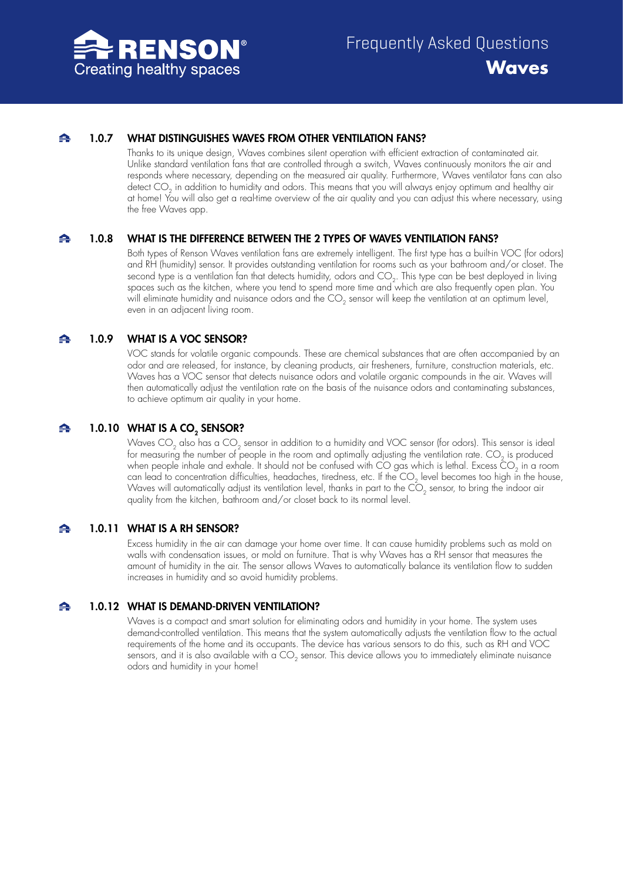### 1.0.7 WHAT DISTINGUISHES WAVES FROM OTHER VENTILATION FANS?

Thanks to its unique design, Waves combines silent operation with efficient extraction of contaminated air. Unlike standard ventilation fans that are controlled through a switch, Waves continuously monitors the air and responds where necessary, depending on the measured air quality. Furthermore, Waves ventilator fans can also detect $CO_2$ in addition to humidity and odors. This means that you will always enjoy optimum and healthy air at home! You will also get a real-time overview of the air quality and you can adjust this where necessary, using the free Waves app.

### 1.0.8 WHAT IS THE DIFFERENCE BETWEEN THE 2 TYPES OF WAVES VENTILATION FANS?

Both types of Renson Waves ventilation fans are extremely intelligent. The first type has a built-in VOC (for odors) and RH (humidity) sensor. It provides outstanding ventilation for rooms such as your bathroom and/or closet. The second type is a ventilation fan that detects humidity, odors and $CO_2$. This type can be best deployed in living spaces such as the kitchen, where you tend to spend more time and which are also frequently open plan. You will eliminate humidity and nuisance odors and the $CO_2$ sensor will keep the ventilation at an optimum level, even in an adjacent living room.

### 1.0.9 WHAT IS A VOC SENSOR?

VOC stands for volatile organic compounds. These are chemical substances that are often accompanied by an odor and are released, for instance, by cleaning products, air fresheners, furniture, construction materials, etc. Waves has a VOC sensor that detects nuisance odors and volatile organic compounds in the air. Waves will then automatically adjust the ventilation rate on the basis of the nuisance odors and contaminating substances, to achieve optimum air quality in your home.

### 1.0.10 WHAT IS A $CO_2$ SENSOR?

Waves $CO_2$ also has a $CO_2$ sensor in addition to a humidity and VOC sensor (for odors). This sensor is ideal for measuring the number of people in the room and optimally adjusting the ventilation rate. $CO_2$ is produced when people inhale and exhale. It should not be confused with CO gas which is lethal. Excess $CO_2$ in a room can lead to concentration difficulties, headaches, tiredness, etc. If the $CO_2$ level becomes too high in the house, Waves will automatically adjust its ventilation level, thanks in part to the $CO_2$ sensor, to bring the indoor air quality from the kitchen, bathroom and/or closet back to its normal level.

### 1.0.11 WHAT IS A RH SENSOR?

Excess humidity in the air can damage your home over time. It can cause humidity problems such as mold on walls with condensation issues, or mold on furniture. That is why Waves has a RH sensor that measures the amount of humidity in the air. The sensor allows Waves to automatically balance its ventilation flow to sudden increases in humidity and so avoid humidity problems.

### 1.0.12 WHAT IS DEMAND-DRIVEN VENTILATION?

Waves is a compact and smart solution for eliminating odors and humidity in your home. The system uses demand-controlled ventilation. This means that the system automatically adjusts the ventilation flow to the actual requirements of the home and its occupants. The device has various sensors to do this, such as RH and VOC sensors, and it is also available with a $CO_2$ sensor. This device allows you to immediately eliminate nuisance odors and humidity in your home!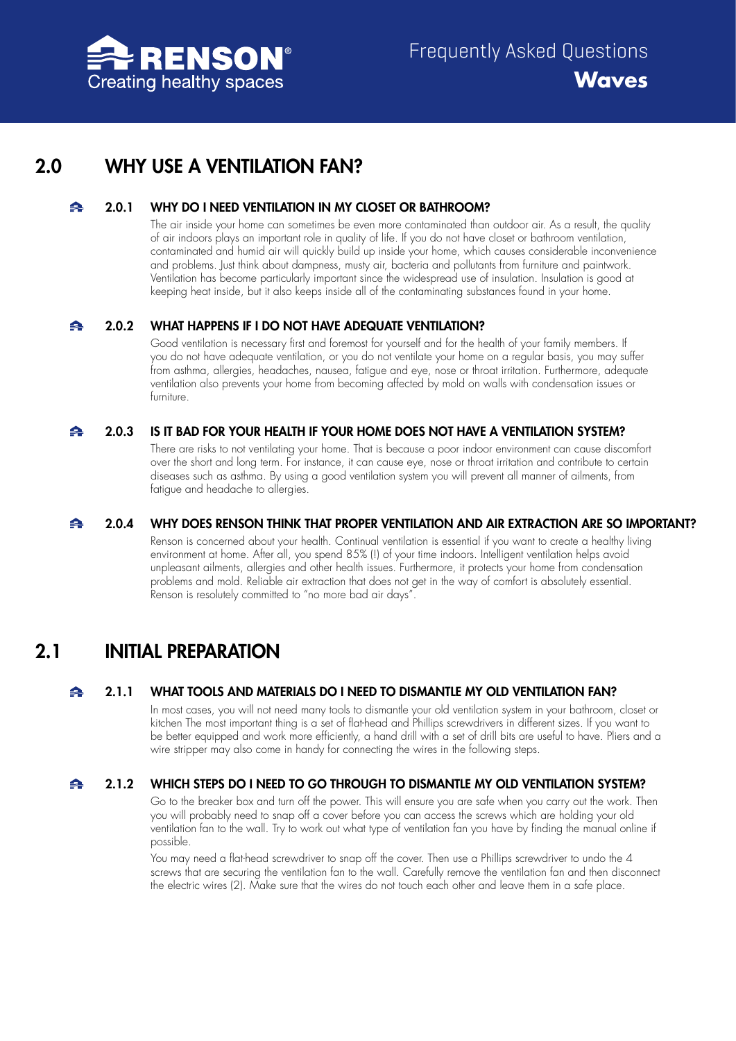## 2.0 WHY USE A VENTILATION FAN?

### 2.0.1 WHY DO I NEED VENTILATION IN MY CLOSET OR BATHROOM?

The air inside your home can sometimes be even more contaminated than outdoor air. As a result, the quality of air indoors plays an important role in quality of life. If you do not have closet or bathroom ventilation, contaminated and humid air will quickly build up inside your home, which causes considerable inconvenience and problems. Just think about dampness, musty air, bacteria and pollutants from furniture and paintwork. Ventilation has become particularly important since the widespread use of insulation. Insulation is good at keeping heat inside, but it also keeps inside all of the contaminating substances found in your home.

### 2.0.2 WHAT HAPPENS IF I DO NOT HAVE ADEQUATE VENTILATION?

Good ventilation is necessary first and foremost for yourself and for the health of your family members. If you do not have adequate ventilation, or you do not ventilate your home on a regular basis, you may suffer from asthma, allergies, headaches, nausea, fatigue and eye, nose or throat irritation. Furthermore, adequate ventilation also prevents your home from becoming affected by mold on walls with condensation issues or furniture.

### 2.0.3 IS IT BAD FOR YOUR HEALTH IF YOUR HOME DOES NOT HAVE A VENTILATION SYSTEM?

There are risks to not ventilating your home. That is because a poor indoor environment can cause discomfort over the short and long term. For instance, it can cause eye, nose or throat irritation and contribute to certain diseases such as asthma. By using a good ventilation system you will prevent all manner of ailments, from fatigue and headache to allergies.

### 2.0.4 WHY DOES RENSON THINK THAT PROPER VENTILATION AND AIR EXTRACTION ARE SO IMPORTANT?

Renson is concerned about your health. Continual ventilation is essential if you want to create a healthy living environment at home. After all, you spend 85% (!) of your time indoors. Intelligent ventilation helps avoid unpleasant ailments, allergies and other health issues. Furthermore, it protects your home from condensation problems and mold. Reliable air extraction that does not get in the way of comfort is absolutely essential. Renson is resolutely committed to "no more bad air days".

## 2.1 INITIAL PREPARATION

### 2.1.1 WHAT TOOLS AND MATERIALS DO I NEED TO DISMANTLE MY OLD VENTILATION FAN?

In most cases, you will not need many tools to dismantle your old ventilation system in your bathroom, closet or kitchen The most important thing is a set of flat-head and Phillips screwdrivers in different sizes. If you want to be better equipped and work more efficiently, a hand drill with a set of drill bits are useful to have. Pliers and a wire stripper may also come in handy for connecting the wires in the following steps.

### 2.1.2 WHICH STEPS DO I NEED TO GO THROUGH TO DISMANTLE MY OLD VENTILATION SYSTEM?

Go to the breaker box and turn off the power. This will ensure you are safe when you carry out the work. Then you will probably need to snap off a cover before you can access the screws which are holding your old ventilation fan to the wall. Try to work out what type of ventilation fan you have by finding the manual online if possible.

You may need a flat-head screwdriver to snap off the cover. Then use a Phillips screwdriver to undo the 4 screws that are securing the ventilation fan to the wall. Carefully remove the ventilation fan and then disconnect the electric wires (2). Make sure that the wires do not touch each other and leave them in a safe place.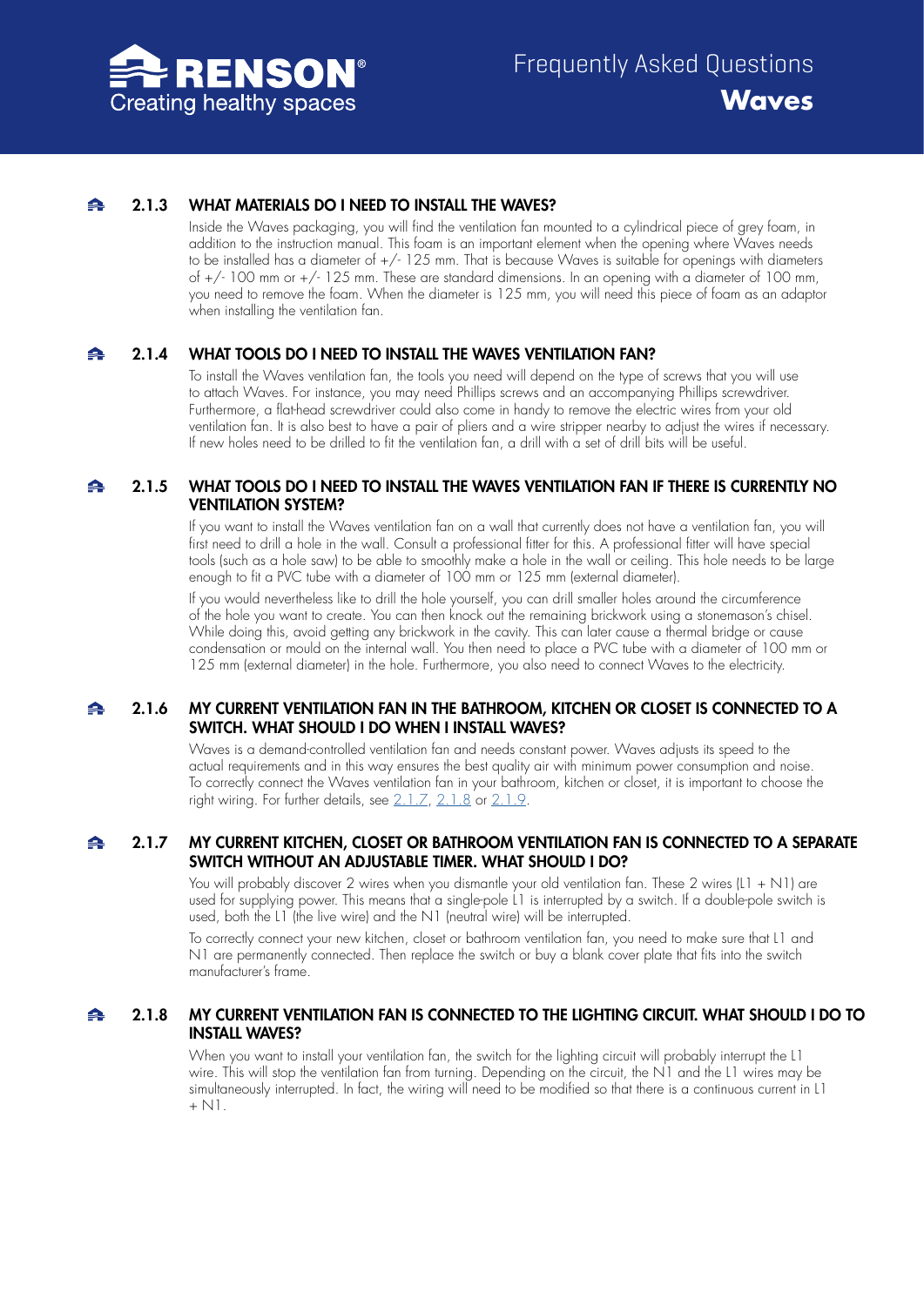### 2.1.3 WHAT MATERIALS DO I NEED TO INSTALL THE WAVES?

Inside the Waves packaging, you will find the ventilation fan mounted to a cylindrical piece of grey foam, in addition to the instruction manual. This foam is an important element when the opening where Waves needs to be installed has a diameter of +/- 125 mm. That is because Waves is suitable for openings with diameters of +/- 100 mm or +/- 125 mm. These are standard dimensions. In an opening with a diameter of 100 mm, you need to remove the foam. When the diameter is 125 mm, you will need this piece of foam as an adaptor when installing the ventilation fan.

### 2.1.4 WHAT TOOLS DO I NEED TO INSTALL THE WAVES VENTILATION FAN?

To install the Waves ventilation fan, the tools you need will depend on the type of screws that you will use to attach Waves. For instance, you may need Phillips screws and an accompanying Phillips screwdriver. Furthermore, a flat-head screwdriver could also come in handy to remove the electric wires from your old ventilation fan. It is also best to have a pair of pliers and a wire stripper nearby to adjust the wires if necessary. If new holes need to be drilled to fit the ventilation fan, a drill with a set of drill bits will be useful.

### 2.1.5 WHAT TOOLS DO I NEED TO INSTALL THE WAVES VENTILATION FAN IF THERE IS CURRENTLY NO VENTILATION SYSTEM?

If you want to install the Waves ventilation fan on a wall that currently does not have a ventilation fan, you will first need to drill a hole in the wall. Consult a professional fitter for this. A professional fitter will have special tools (such as a hole saw) to be able to smoothly make a hole in the wall or ceiling. This hole needs to be large enough to fit a PVC tube with a diameter of 100 mm or 125 mm (external diameter).

If you would nevertheless like to drill the hole yourself, you can drill smaller holes around the circumference of the hole you want to create. You can then knock out the remaining brickwork using a stonemason's chisel. While doing this, avoid getting any brickwork in the cavity. This can later cause a thermal bridge or cause condensation or mould on the internal wall. You then need to place a PVC tube with a diameter of 100 mm or 125 mm (external diameter) in the hole. Furthermore, you also need to connect Waves to the electricity.

### 2.1.6 MY CURRENT VENTILATION FAN IN THE BATHROOM, KITCHEN OR CLOSET IS CONNECTED TO A SWITCH. WHAT SHOULD I DO WHEN I INSTALL WAVES?

Waves is a demand-controlled ventilation fan and needs constant power. Waves adjusts its speed to the actual requirements and in this way ensures the best quality air with minimum power consumption and noise. To correctly connect the Waves ventilation fan in your bathroom, kitchen or closet, it is important to choose the right wiring. For further details, see 2.1.7, 2.1.8 or 2.1.9.

### 2.1.7 MY CURRENT KITCHEN, CLOSET OR BATHROOM VENTILATION FAN IS CONNECTED TO A SEPARATE SWITCH WITHOUT AN ADJUSTABLE TIMER. WHAT SHOULD I DO?

You will probably discover 2 wires when you dismantle your old ventilation fan. These 2 wires (L1 + N1) are used for supplying power. This means that a single-pole L1 is interrupted by a switch. If a double-pole switch is used, both the L1 (the live wire) and the N1 (neutral wire) will be interrupted.

To correctly connect your new kitchen, closet or bathroom ventilation fan, you need to make sure that L1 and N1 are permanently connected. Then replace the switch or buy a blank cover plate that fits into the switch manufacturer's frame.

### 2.1.8 MY CURRENT VENTILATION FAN IS CONNECTED TO THE LIGHTING CIRCUIT. WHAT SHOULD I DO TO INSTALL WAVES?

When you want to install your ventilation fan, the switch for the lighting circuit will probably interrupt the L1 wire. This will stop the ventilation fan from turning. Depending on the circuit, the N1 and the L1 wires may be simultaneously interrupted. In fact, the wiring will need to be modified so that there is a continuous current in L1 + N1.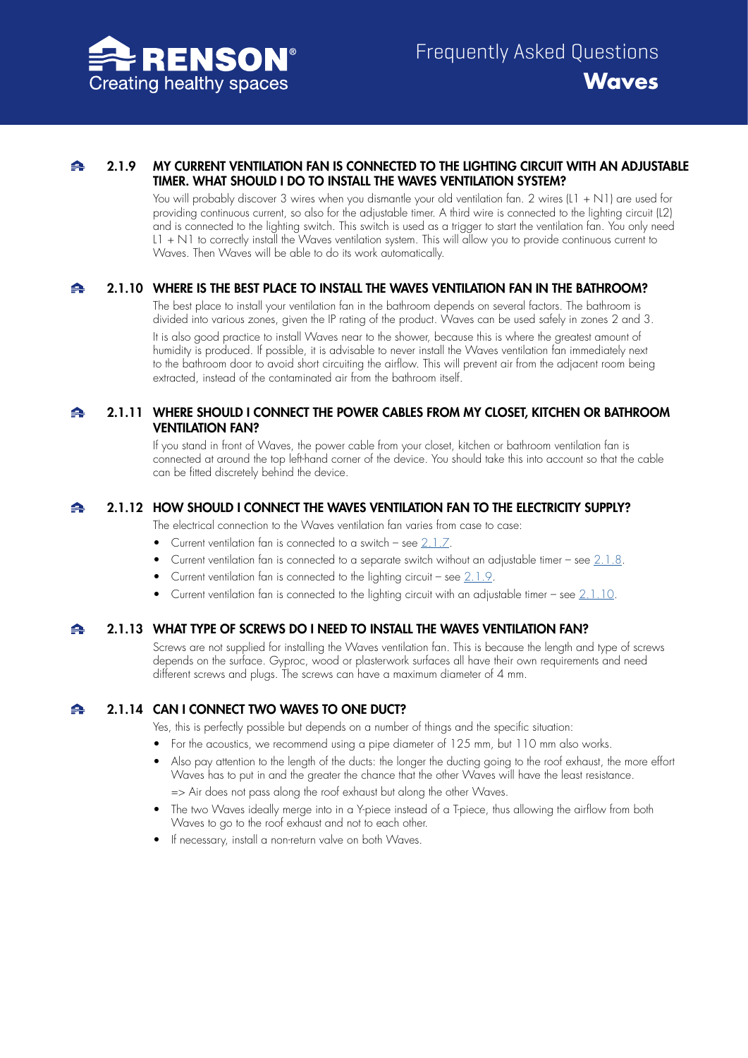### 2.1.9 MY CURRENT VENTILATION FAN IS CONNECTED TO THE LIGHTING CIRCUIT WITH AN ADJUSTABLE TIMER. WHAT SHOULD I DO TO INSTALL THE WAVES VENTILATION SYSTEM?

You will probably discover 3 wires when you dismantle your old ventilation fan. 2 wires (L1 + N1) are used for providing continuous current, so also for the adjustable timer. A third wire is connected to the lighting circuit (L2) and is connected to the lighting switch. This switch is used as a trigger to start the ventilation fan. You only need L1 + N1 to correctly install the Waves ventilation system. This will allow you to provide continuous current to Waves. Then Waves will be able to do its work automatically.

### 2.1.10 WHERE IS THE BEST PLACE TO INSTALL THE WAVES VENTILATION FAN IN THE BATHROOM?

The best place to install your ventilation fan in the bathroom depends on several factors. The bathroom is divided into various zones, given the IP rating of the product. Waves can be used safely in zones 2 and 3.

It is also good practice to install Waves near to the shower, because this is where the greatest amount of humidity is produced. If possible, it is advisable to never install the Waves ventilation fan immediately next to the bathroom door to avoid short circuiting the airflow. This will prevent air from the adjacent room being extracted, instead of the contaminated air from the bathroom itself.

### 2.1.11 WHERE SHOULD I CONNECT THE POWER CABLES FROM MY CLOSET, KITCHEN OR BATHROOM VENTILATION FAN?

If you stand in front of Waves, the power cable from your closet, kitchen or bathroom ventilation fan is connected at around the top left-hand corner of the device. You should take this into account so that the cable can be fitted discretely behind the device.

### 2.1.12 HOW SHOULD I CONNECT THE WAVES VENTILATION FAN TO THE ELECTRICITY SUPPLY?

The electrical connection to the Waves ventilation fan varies from case to case:

- Current ventilation fan is connected to a switch – see 2.1.7.
- Current ventilation fan is connected to a separate switch without an adjustable timer – see 2.1.8.
- Current ventilation fan is connected to the lighting circuit – see 2.1.9.
- Current ventilation fan is connected to the lighting circuit with an adjustable timer – see 2.1.10.

### 2.1.13 WHAT TYPE OF SCREWS DO I NEED TO INSTALL THE WAVES VENTILATION FAN?

Screws are not supplied for installing the Waves ventilation fan. This is because the length and type of screws depends on the surface. Gyproc, wood or plasterwork surfaces all have their own requirements and need different screws and plugs. The screws can have a maximum diameter of 4 mm.

### 2.1.14 CAN I CONNECT TWO WAVES TO ONE DUCT?

Yes, this is perfectly possible but depends on a number of things and the specific situation:

- For the acoustics, we recommend using a pipe diameter of 125 mm, but 110 mm also works.
- Also pay attention to the length of the ducts: the longer the ducting going to the roof exhaust, the more effort Waves has to put in and the greater the chance that the other Waves will have the least resistance.
  => Air does not pass along the roof exhaust but along the other Waves.
- The two Waves ideally merge into in a Y-piece instead of a T-piece, thus allowing the airflow from both Waves to go to the roof exhaust and not to each other.
- If necessary, install a non-return valve on both Waves.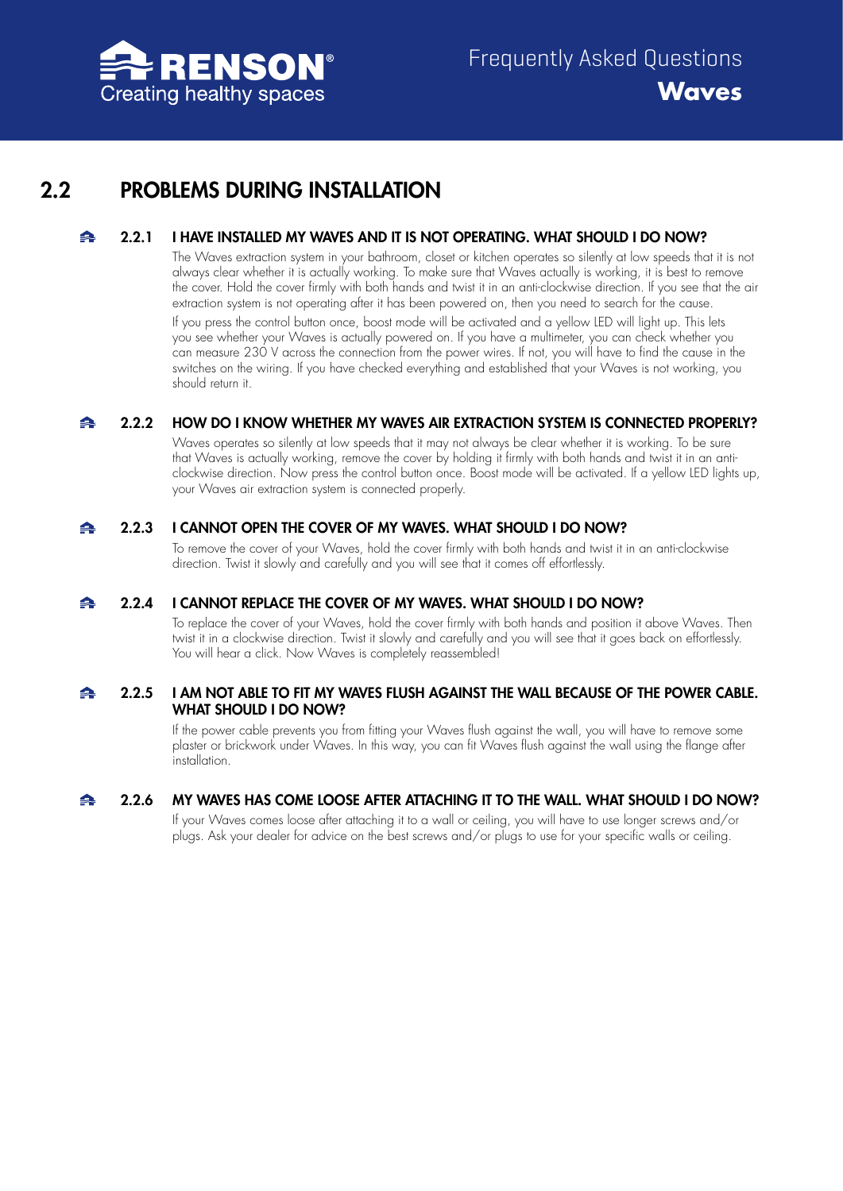## 2.2 PROBLEMS DURING INSTALLATION

### 2.2.1 I HAVE INSTALLED MY WAVES AND IT IS NOT OPERATING. WHAT SHOULD I DO NOW?

The Waves extraction system in your bathroom, closet or kitchen operates so silently at low speeds that it is not always clear whether it is actually working. To make sure that Waves actually is working, it is best to remove the cover. Hold the cover firmly with both hands and twist it in an anti-clockwise direction. If you see that the air extraction system is not operating after it has been powered on, then you need to search for the cause.

If you press the control button once, boost mode will be activated and a yellow LED will light up. This lets you see whether your Waves is actually powered on. If you have a multimeter, you can check whether you can measure 230 V across the connection from the power wires. If not, you will have to find the cause in the switches on the wiring. If you have checked everything and established that your Waves is not working, you should return it.

### 2.2.2 HOW DO I KNOW WHETHER MY WAVES AIR EXTRACTION SYSTEM IS CONNECTED PROPERLY?

Waves operates so silently at low speeds that it may not always be clear whether it is working. To be sure that Waves is actually working, remove the cover by holding it firmly with both hands and twist it in an anti-clockwise direction. Now press the control button once. Boost mode will be activated. If a yellow LED lights up, your Waves air extraction system is connected properly.

### 2.2.3 I CANNOT OPEN THE COVER OF MY WAVES. WHAT SHOULD I DO NOW?

To remove the cover of your Waves, hold the cover firmly with both hands and twist it in an anti-clockwise direction. Twist it slowly and carefully and you will see that it comes off effortlessly.

### 2.2.4 I CANNOT REPLACE THE COVER OF MY WAVES. WHAT SHOULD I DO NOW?

To replace the cover of your Waves, hold the cover firmly with both hands and position it above Waves. Then twist it in a clockwise direction. Twist it slowly and carefully and you will see that it goes back on effortlessly. You will hear a click. Now Waves is completely reassembled!

### 2.2.5 I AM NOT ABLE TO FIT MY WAVES FLUSH AGAINST THE WALL BECAUSE OF THE POWER CABLE. WHAT SHOULD I DO NOW?

If the power cable prevents you from fitting your Waves flush against the wall, you will have to remove some plaster or brickwork under Waves. In this way, you can fit Waves flush against the wall using the flange after installation.

### 2.2.6 MY WAVES HAS COME LOOSE AFTER ATTACHING IT TO THE WALL. WHAT SHOULD I DO NOW?

If your Waves comes loose after attaching it to a wall or ceiling, you will have to use longer screws and/or plugs. Ask your dealer for advice on the best screws and/or plugs to use for your specific walls or ceiling.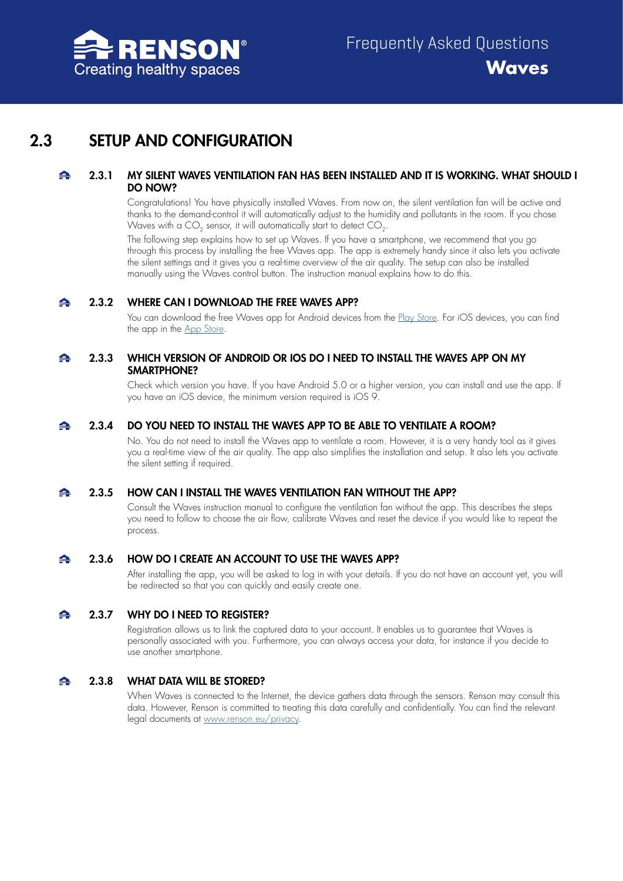## 2.3 SETUP AND CONFIGURATION

### 2.3.1 MY SILENT WAVES VENTILATION FAN HAS BEEN INSTALLED AND IT IS WORKING. WHAT SHOULD I DO NOW?

Congratulations! You have physically installed Waves. From now on, the silent ventilation fan will be active and thanks to the demand-control it will automatically adjust to the humidity and pollutants in the room. If you chose Waves with a $CO_2$ sensor, it will automatically start to detect $CO_2$.

The following step explains how to set up Waves. If you have a smartphone, we recommend that you go through this process by installing the free Waves app. The app is extremely handy since it also lets you activate the silent settings and it gives you a real-time overview of the air quality. The setup can also be installed manually using the Waves control button. The instruction manual explains how to do this.

### 2.3.2 WHERE CAN I DOWNLOAD THE FREE WAVES APP?

You can download the free Waves app for Android devices from the Play Store. For iOS devices, you can find the app in the App Store.

### 2.3.3 WHICH VERSION OF ANDROID OR IOS DO I NEED TO INSTALL THE WAVES APP ON MY SMARTPHONE?

Check which version you have. If you have Android 5.0 or a higher version, you can install and use the app. If you have an iOS device, the minimum version required is iOS 9.

### 2.3.4 DO YOU NEED TO INSTALL THE WAVES APP TO BE ABLE TO VENTILATE A ROOM?

No. You do not need to install the Waves app to ventilate a room. However, it is a very handy tool as it gives you a real-time view of the air quality. The app also simplifies the installation and setup. It also lets you activate the silent setting if required.

### 2.3.5 HOW CAN I INSTALL THE WAVES VENTILATION FAN WITHOUT THE APP?

Consult the Waves instruction manual to configure the ventilation fan without the app. This describes the steps you need to follow to choose the air flow, calibrate Waves and reset the device if you would like to repeat the process.

### 2.3.6 HOW DO I CREATE AN ACCOUNT TO USE THE WAVES APP?

After installing the app, you will be asked to log in with your details. If you do not have an account yet, you will be redirected so that you can quickly and easily create one.

### 2.3.7 WHY DO I NEED TO REGISTER?

Registration allows us to link the captured data to your account. It enables us to guarantee that Waves is personally associated with you. Furthermore, you can always access your data, for instance if you decide to use another smartphone.

### 2.3.8 WHAT DATA WILL BE STORED?

When Waves is connected to the Internet, the device gathers data through the sensors. Renson may consult this data. However, Renson is committed to treating this data carefully and confidentially. You can find the relevant legal documents at www.renson.eu/privacy.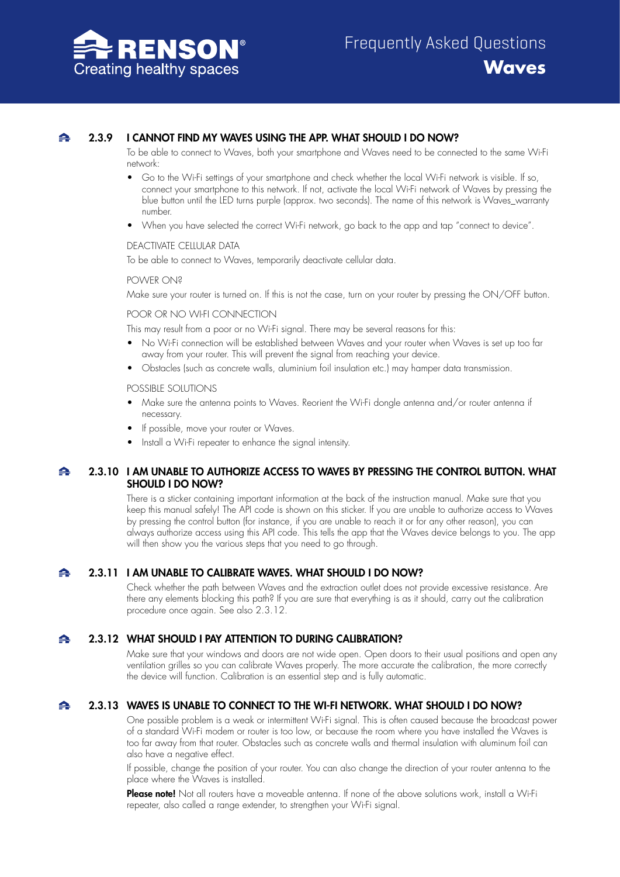### 2.3.9 I CANNOT FIND MY WAVES USING THE APP. WHAT SHOULD I DO NOW?

To be able to connect to Waves, both your smartphone and Waves need to be connected to the same Wi-Fi network:

- Go to the Wi-Fi settings of your smartphone and check whether the local Wi-Fi network is visible. If so, connect your smartphone to this network. If not, activate the local Wi-Fi network of Waves by pressing the blue button until the LED turns purple (approx. two seconds). The name of this network is Waves_warranty number.
- When you have selected the correct Wi-Fi network, go back to the app and tap "connect to device".

DEACTIVATE CELLULAR DATA

To be able to connect to Waves, temporarily deactivate cellular data.

POWER ON?

Make sure your router is turned on. If this is not the case, turn on your router by pressing the ON/OFF button.

POOR OR NO WI-FI CONNECTION

This may result from a poor or no Wi-Fi signal. There may be several reasons for this:

- No Wi-Fi connection will be established between Waves and your router when Waves is set up too far away from your router. This will prevent the signal from reaching your device.
- Obstacles (such as concrete walls, aluminium foil insulation etc.) may hamper data transmission.

POSSIBLE SOLUTIONS

- Make sure the antenna points to Waves. Reorient the Wi-Fi dongle antenna and/or router antenna if necessary.
- If possible, move your router or Waves.
- Install a Wi-Fi repeater to enhance the signal intensity.

### 2.3.10 I AM UNABLE TO AUTHORIZE ACCESS TO WAVES BY PRESSING THE CONTROL BUTTON. WHAT SHOULD I DO NOW?

There is a sticker containing important information at the back of the instruction manual. Make sure that you keep this manual safely! The API code is shown on this sticker. If you are unable to authorize access to Waves by pressing the control button (for instance, if you are unable to reach it or for any other reason), you can always authorize access using this API code. This tells the app that the Waves device belongs to you. The app will then show you the various steps that you need to go through.

### 2.3.11 I AM UNABLE TO CALIBRATE WAVES. WHAT SHOULD I DO NOW?

Check whether the path between Waves and the extraction outlet does not provide excessive resistance. Are there any elements blocking this path? If you are sure that everything is as it should, carry out the calibration procedure once again. See also 2.3.12.

### 2.3.12 WHAT SHOULD I PAY ATTENTION TO DURING CALIBRATION?

Make sure that your windows and doors are not wide open. Open doors to their usual positions and open any ventilation grilles so you can calibrate Waves properly. The more accurate the calibration, the more correctly the device will function. Calibration is an essential step and is fully automatic.

### 2.3.13 WAVES IS UNABLE TO CONNECT TO THE WI-FI NETWORK. WHAT SHOULD I DO NOW?

One possible problem is a weak or intermittent Wi-Fi signal. This is often caused because the broadcast power of a standard Wi-Fi modem or router is too low, or because the room where you have installed the Waves is too far away from that router. Obstacles such as concrete walls and thermal insulation with aluminum foil can also have a negative effect.

If possible, change the position of your router. You can also change the direction of your router antenna to the place where the Waves is installed.

**Please note!** Not all routers have a moveable antenna. If none of the above solutions work, install a Wi-Fi repeater, also called a range extender, to strengthen your Wi-Fi signal.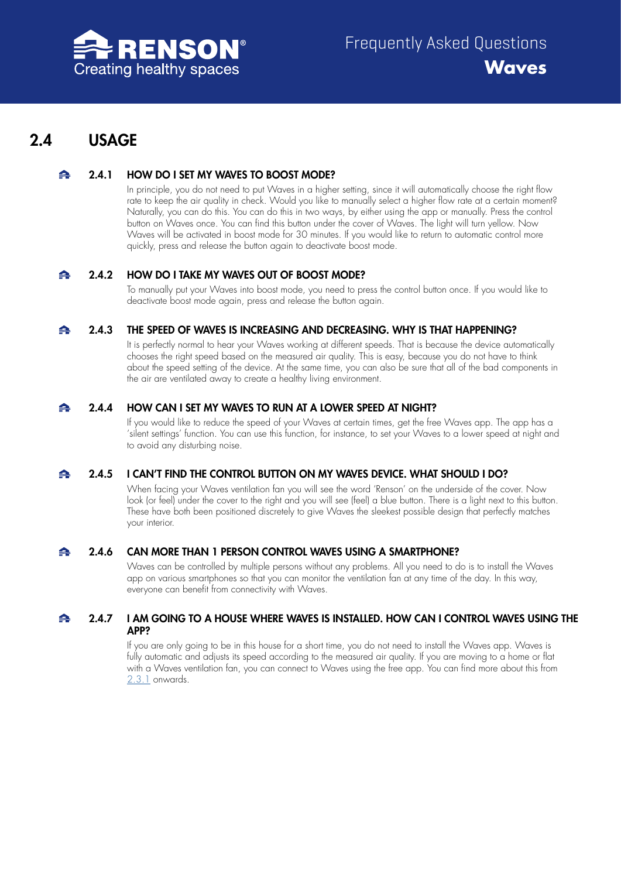## 2.4 USAGE

### 2.4.1 HOW DO I SET MY WAVES TO BOOST MODE?

In principle, you do not need to put Waves in a higher setting, since it will automatically choose the right flow rate to keep the air quality in check. Would you like to manually select a higher flow rate at a certain moment? Naturally, you can do this. You can do this in two ways, by either using the app or manually. Press the control button on Waves once. You can find this button under the cover of Waves. The light will turn yellow. Now Waves will be activated in boost mode for 30 minutes. If you would like to return to automatic control more quickly, press and release the button again to deactivate boost mode.

### 2.4.2 HOW DO I TAKE MY WAVES OUT OF BOOST MODE?

To manually put your Waves into boost mode, you need to press the control button once. If you would like to deactivate boost mode again, press and release the button again.

### 2.4.3 THE SPEED OF WAVES IS INCREASING AND DECREASING. WHY IS THAT HAPPENING?

It is perfectly normal to hear your Waves working at different speeds. That is because the device automatically chooses the right speed based on the measured air quality. This is easy, because you do not have to think about the speed setting of the device. At the same time, you can also be sure that all of the bad components in the air are ventilated away to create a healthy living environment.

### 2.4.4 HOW CAN I SET MY WAVES TO RUN AT A LOWER SPEED AT NIGHT?

If you would like to reduce the speed of your Waves at certain times, get the free Waves app. The app has a 'silent settings' function. You can use this function, for instance, to set your Waves to a lower speed at night and to avoid any disturbing noise.

### 2.4.5 I CAN'T FIND THE CONTROL BUTTON ON MY WAVES DEVICE. WHAT SHOULD I DO?

When facing your Waves ventilation fan you will see the word 'Renson' on the underside of the cover. Now look (or feel) under the cover to the right and you will see (feel) a blue button. There is a light next to this button. These have both been positioned discretely to give Waves the sleekest possible design that perfectly matches your interior.

### 2.4.6 CAN MORE THAN 1 PERSON CONTROL WAVES USING A SMARTPHONE?

Waves can be controlled by multiple persons without any problems. All you need to do is to install the Waves app on various smartphones so that you can monitor the ventilation fan at any time of the day. In this way, everyone can benefit from connectivity with Waves.

### 2.4.7 I AM GOING TO A HOUSE WHERE WAVES IS INSTALLED. HOW CAN I CONTROL WAVES USING THE APP?

If you are only going to be in this house for a short time, you do not need to install the Waves app. Waves is fully automatic and adjusts its speed according to the measured air quality. If you are moving to a home or flat with a Waves ventilation fan, you can connect to Waves using the free app. You can find more about this from 2.3.1 onwards.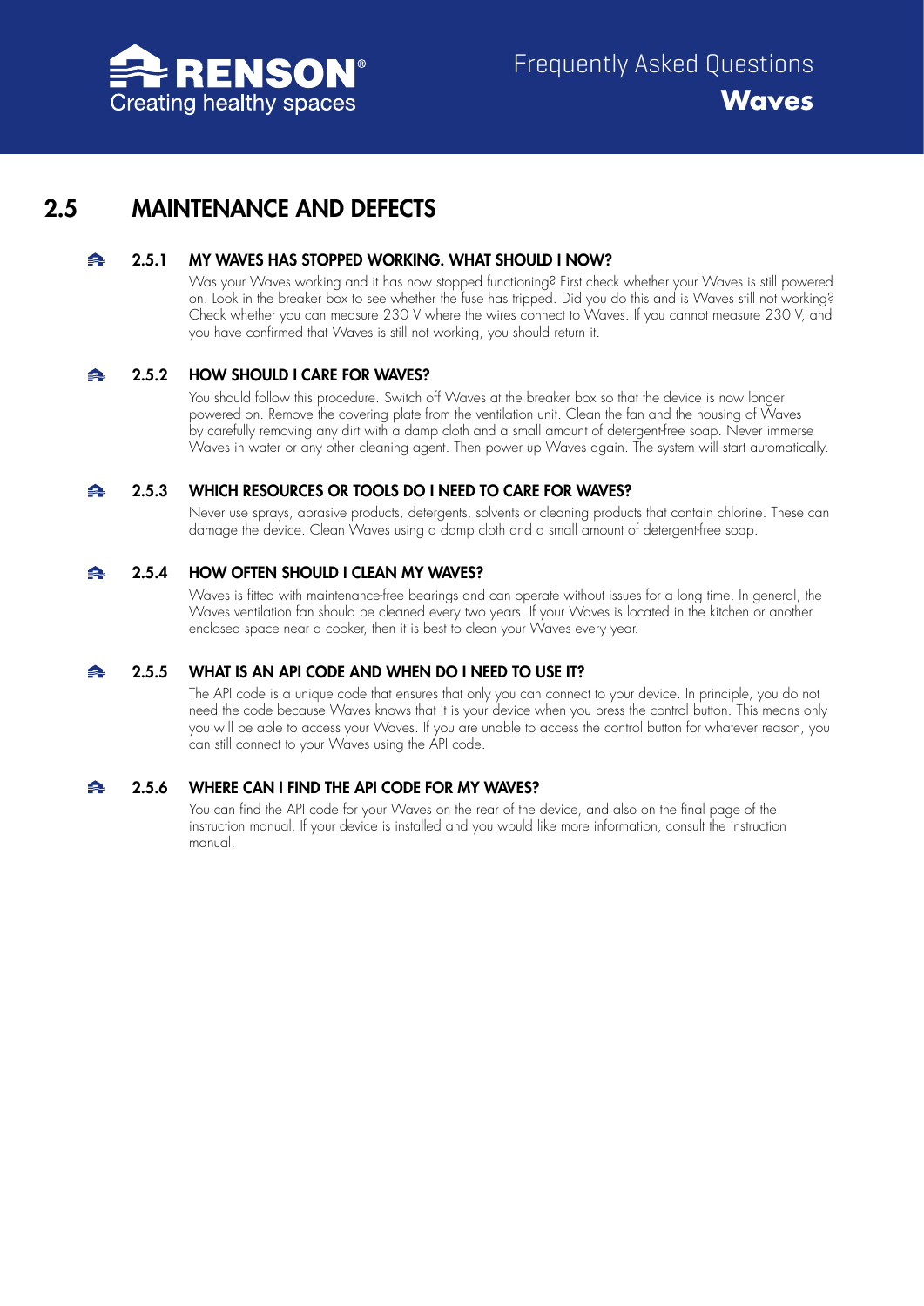## 2.5 MAINTENANCE AND DEFECTS

### 2.5.1 MY WAVES HAS STOPPED WORKING. WHAT SHOULD I NOW?

Was your Waves working and it has now stopped functioning? First check whether your Waves is still powered on. Look in the breaker box to see whether the fuse has tripped. Did you do this and is Waves still not working? Check whether you can measure 230 V where the wires connect to Waves. If you cannot measure 230 V, and you have confirmed that Waves is still not working, you should return it.

### 2.5.2 HOW SHOULD I CARE FOR WAVES?

You should follow this procedure. Switch off Waves at the breaker box so that the device is now longer powered on. Remove the covering plate from the ventilation unit. Clean the fan and the housing of Waves by carefully removing any dirt with a damp cloth and a small amount of detergent-free soap. Never immerse Waves in water or any other cleaning agent. Then power up Waves again. The system will start automatically.

### 2.5.3 WHICH RESOURCES OR TOOLS DO I NEED TO CARE FOR WAVES?

Never use sprays, abrasive products, detergents, solvents or cleaning products that contain chlorine. These can damage the device. Clean Waves using a damp cloth and a small amount of detergent-free soap.

### 2.5.4 HOW OFTEN SHOULD I CLEAN MY WAVES?

Waves is fitted with maintenance-free bearings and can operate without issues for a long time. In general, the Waves ventilation fan should be cleaned every two years. If your Waves is located in the kitchen or another enclosed space near a cooker, then it is best to clean your Waves every year.

### 2.5.5 WHAT IS AN API CODE AND WHEN DO I NEED TO USE IT?

The API code is a unique code that ensures that only you can connect to your device. In principle, you do not need the code because Waves knows that it is your device when you press the control button. This means only you will be able to access your Waves. If you are unable to access the control button for whatever reason, you can still connect to your Waves using the API code.

### 2.5.6 WHERE CAN I FIND THE API CODE FOR MY WAVES?

You can find the API code for your Waves on the rear of the device, and also on the final page of the instruction manual. If your device is installed and you would like more information, consult the instruction manual.